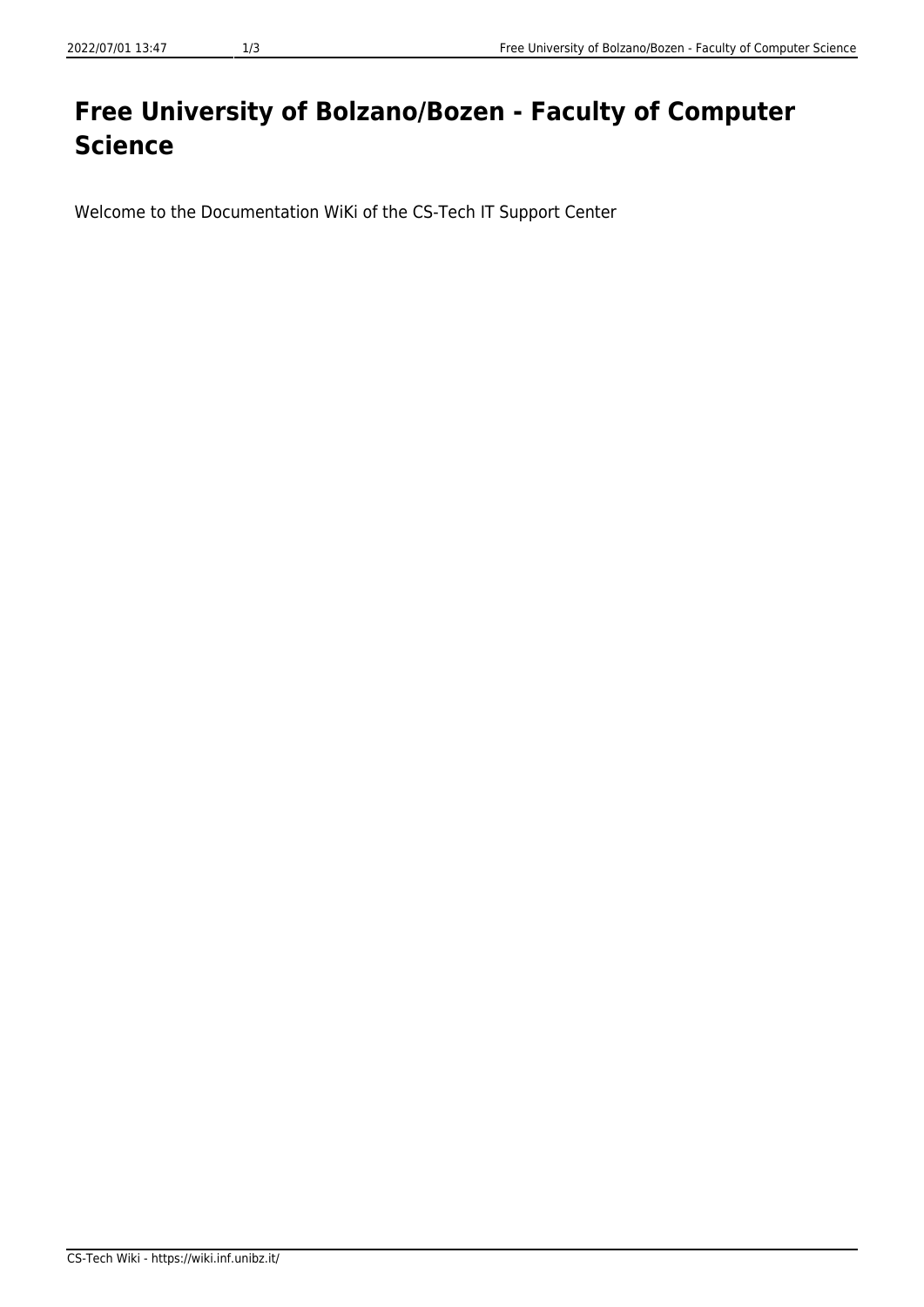# Free University of Bolzano/Bozen - Faculty of Computer Science

Welcome to the Documentation WiKi of the CS-Tech IT Support Center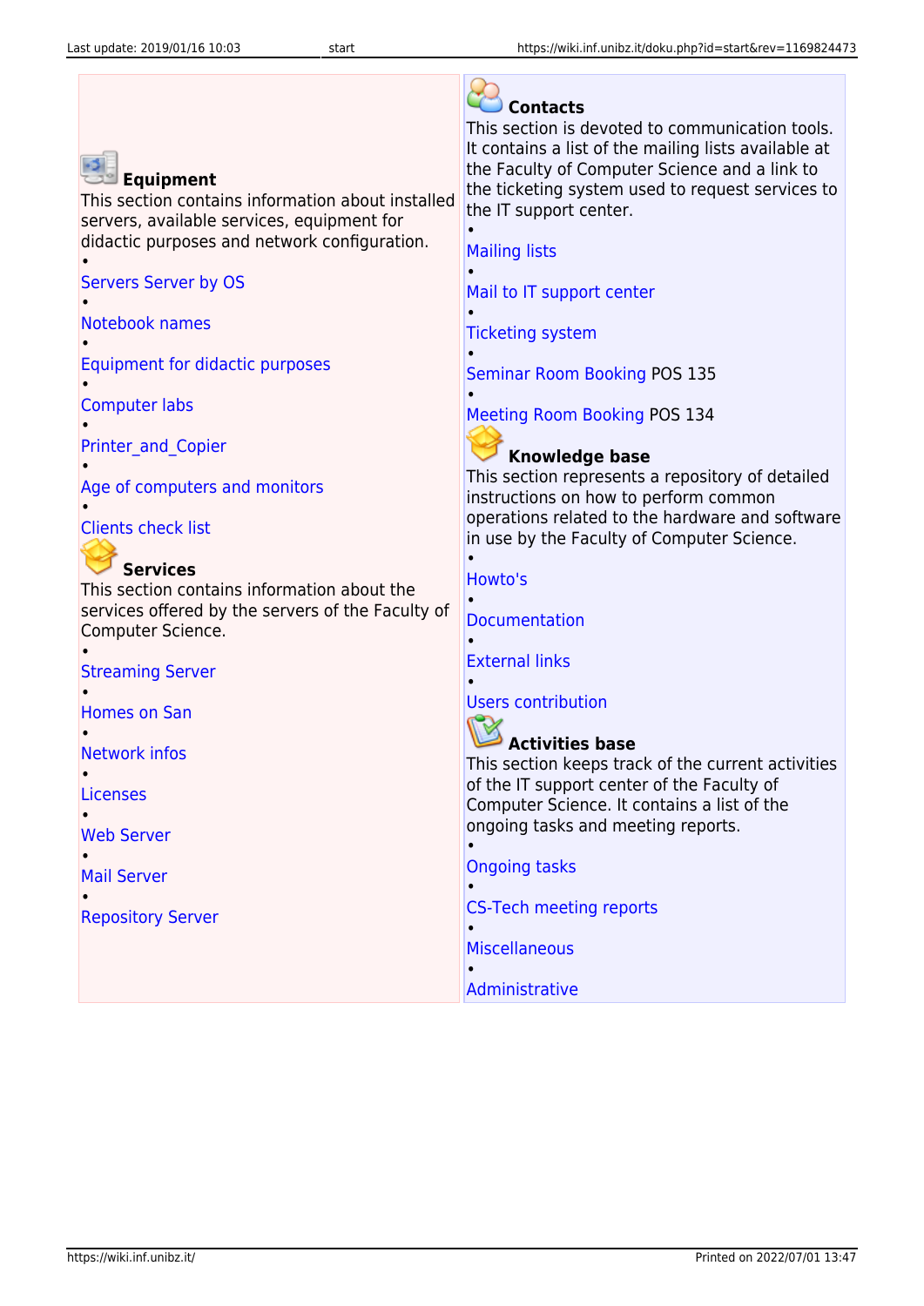### Equipment

This section contains information about installed servers, available services, equipment for didactic purposes and network configuration.

- Servers Server by OS
- Notebook names
- Equipment for didactic purposes
- Computer labs
- Printer_and_Copier
- Age of computers and monitors
- Clients check list

### Services

This section contains information about the services offered by the servers of the Faculty of Computer Science.

- Streaming Server
- Homes on San
- Network infos
- Licenses
- Web Server
- Mail Server
- Repository Server

### Contacts

This section is devoted to communication tools. It contains a list of the mailing lists available at the Faculty of Computer Science and a link to the ticketing system used to request services to the IT support center.

- Mailing lists
- Mail to IT support center
- Ticketing system
- Seminar Room Booking POS 135
- Meeting Room Booking POS 134

### Knowledge base

This section represents a repository of detailed instructions on how to perform common operations related to the hardware and software in use by the Faculty of Computer Science.

- Howto's
- Documentation
- External links
- Users contribution

### Activities base

This section keeps track of the current activities of the IT support center of the Faculty of Computer Science. It contains a list of the ongoing tasks and meeting reports.

- Ongoing tasks
- CS-Tech meeting reports
- Miscellaneous
- Administrative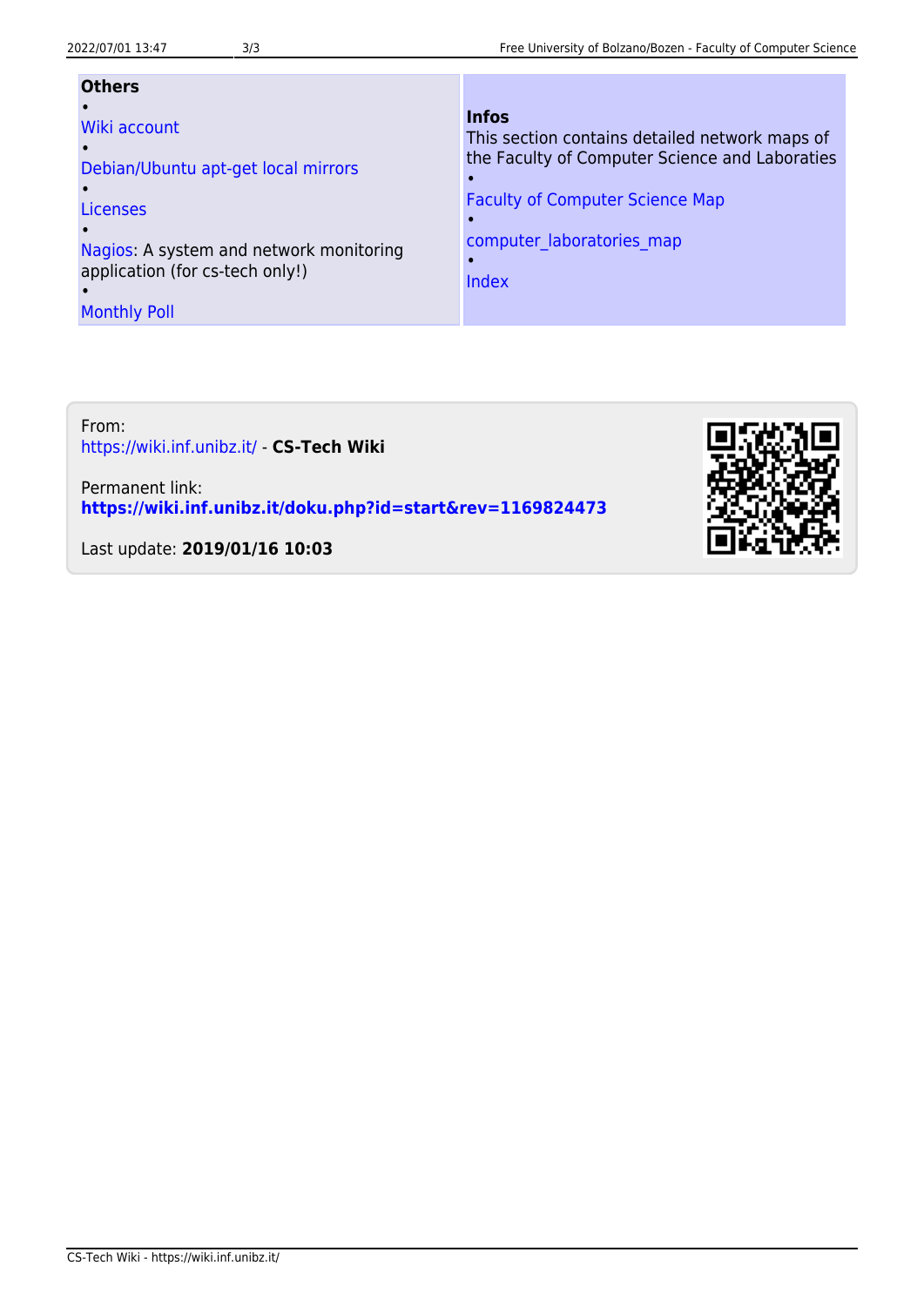**Others**

- Wiki account
- Debian/Ubuntu apt-get local mirrors
- Licenses
- Nagios: A system and network monitoring application (for cs-tech only!)
- Monthly Poll

**Infos**

This section contains detailed network maps of the Faculty of Computer Science and Laboraties

- Faculty of Computer Science Map
- computer_laboratories_map
- Index

From:
https://wiki.inf.unibz.it/ - **CS-Tech Wiki**

Permanent link:
**https://wiki.inf.unibz.it/doku.php?id=start&rev=1169824473**

Last update: **2019/01/16 10:03**